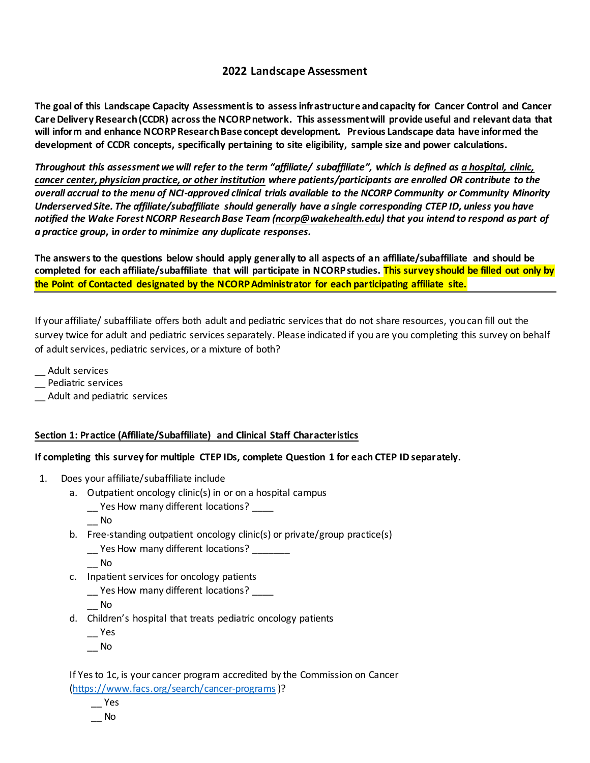# 2022 Landscape Assessment

**The goal of this Landscape Capacity Assessment is to assess infrastructure and capacity for Cancer Control and Cancer Care Delivery Research (CCDR) across the NCORP network. This assessment will provide useful and relevant data that will inform and enhance NCORP Research Base concept development. Previous Landscape data have informed the development of CCDR concepts, specifically pertaining to site eligibility, sample size and power calculations.**

***Throughout this assessment we will refer to the term "affiliate/ subaffiliate", which is defined as <u>a hospital, clinic, cancer center, physician practice, or other institution</u> where patients/participants are enrolled OR contribute to the overall accrual to the menu of NCI-approved clinical trials available to the NCORP Community or Community Minority Underserved Site. The affiliate/subaffiliate should generally have a single corresponding CTEP ID, unless you have notified the Wake Forest NCORP Research Base Team (ncorp@wakehealth.edu) that you intend to respond as part of a practice group, in order to minimize any duplicate responses.***

**The answers to the questions below should apply generally to all aspects of an affiliate/subaffiliate and should be completed for each affiliate/subaffiliate that will participate in NCORP studies. This survey should be filled out only by the Point of Contacted designated by the NCORP Administrator for each participating affiliate site.**

---

If your affiliate/ subaffiliate offers both adult and pediatric services that do not share resources, you can fill out the survey twice for adult and pediatric services separately. Please indicated if you are you completing this survey on behalf of adult services, pediatric services, or a mixture of both?

__ Adult services
__ Pediatric services
__ Adult and pediatric services

## <u>Section 1: Practice (Affiliate/Subaffiliate) and Clinical Staff Characteristics</u>

**If completing this survey for multiple CTEP IDs, complete Question 1 for each CTEP ID separately.**

1. Does your affiliate/subaffiliate include
   a. Outpatient oncology clinic(s) in or on a hospital campus
      __ Yes How many different locations? ____
      __ No
   b. Free-standing outpatient oncology clinic(s) or private/group practice(s)
      __ Yes How many different locations? _______
      __ No
   c. Inpatient services for oncology patients
      __ Yes How many different locations? ____
      __ No
   d. Children's hospital that treats pediatric oncology patients
      __ Yes
      __ No

   If Yes to 1c, is your cancer program accredited by the Commission on Cancer (https://www.facs.org/search/cancer-programs)?
      __ Yes
      __ No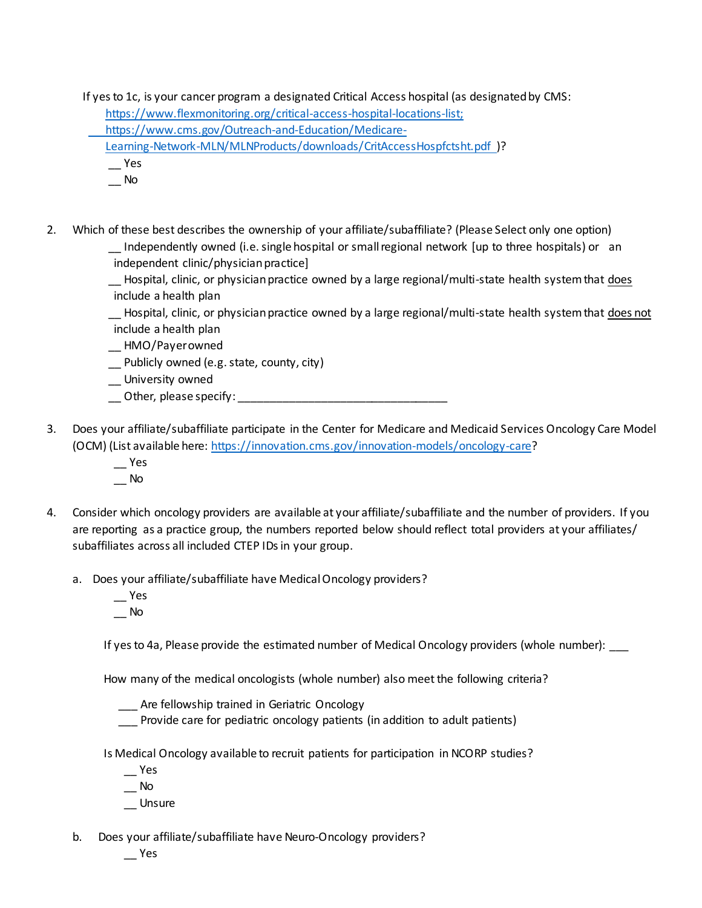If yes to 1c, is your cancer program a designated Critical Access hospital (as designated by CMS: https://www.flexmonitoring.org/critical-access-hospital-locations-list; https://www.cms.gov/Outreach-and-Education/Medicare-Learning-Network-MLN/MLNProducts/downloads/CritAccessHospfctsht.pdf )?

\_\_ Yes
\_\_ No

2. Which of these best describes the ownership of your affiliate/subaffiliate? (Please Select only one option)

   \_\_ Independently owned (i.e. single hospital or small regional network [up to three hospitals) or an independent clinic/physician practice]
   \_\_ Hospital, clinic, or physician practice owned by a large regional/multi-state health system that <u>does</u> include a health plan
   \_\_ Hospital, clinic, or physician practice owned by a large regional/multi-state health system that <u>does not</u> include a health plan
   \_\_ HMO/Payer owned
   \_\_ Publicly owned (e.g. state, county, city)
   \_\_ University owned
   \_\_ Other, please specify: \_\_\_\_\_\_\_\_\_\_\_\_\_\_\_\_\_\_\_\_\_\_\_\_\_\_\_\_\_\_\_\_\_\_

3. Does your affiliate/subaffiliate participate in the Center for Medicare and Medicaid Services Oncology Care Model (OCM) (List available here: https://innovation.cms.gov/innovation-models/oncology-care?

   \_\_ Yes
   \_\_ No

4. Consider which oncology providers are available at your affiliate/subaffiliate and the number of providers. If you are reporting as a practice group, the numbers reported below should reflect total providers at your affiliates/ subaffiliates across all included CTEP IDs in your group.

   a. Does your affiliate/subaffiliate have Medical Oncology providers?

      \_\_ Yes
      \_\_ No

      If yes to 4a, Please provide the estimated number of Medical Oncology providers (whole number): \_\_\_

      How many of the medical oncologists (whole number) also meet the following criteria?

      \_\_\_ Are fellowship trained in Geriatric Oncology
      \_\_\_ Provide care for pediatric oncology patients (in addition to adult patients)

      Is Medical Oncology available to recruit patients for participation in NCORP studies?

      \_\_ Yes
      \_\_ No
      \_\_ Unsure

   b. Does your affiliate/subaffiliate have Neuro-Oncology providers?

      \_\_ Yes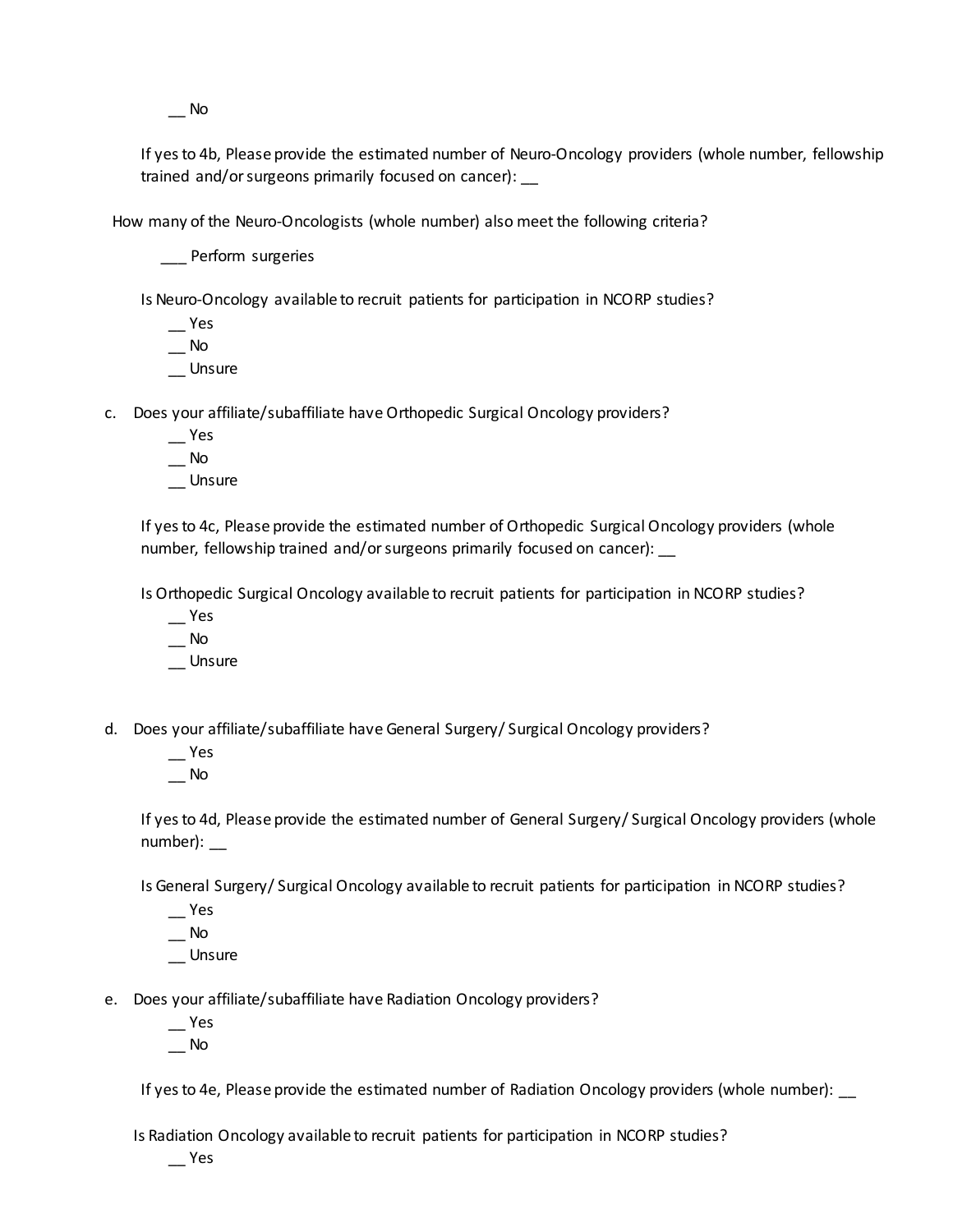__ No

If yes to 4b, Please provide the estimated number of Neuro-Oncology providers (whole number, fellowship trained and/or surgeons primarily focused on cancer): __

How many of the Neuro-Oncologists (whole number) also meet the following criteria?

___ Perform surgeries

Is Neuro-Oncology available to recruit patients for participation in NCORP studies?

__ Yes
__ No
__ Unsure

c. Does your affiliate/subaffiliate have Orthopedic Surgical Oncology providers?

__ Yes
__ No
__ Unsure

If yes to 4c, Please provide the estimated number of Orthopedic Surgical Oncology providers (whole number, fellowship trained and/or surgeons primarily focused on cancer): __

Is Orthopedic Surgical Oncology available to recruit patients for participation in NCORP studies?

__ Yes
__ No
__ Unsure

d. Does your affiliate/subaffiliate have General Surgery/ Surgical Oncology providers?

__ Yes
__ No

If yes to 4d, Please provide the estimated number of General Surgery/ Surgical Oncology providers (whole number): __

Is General Surgery/ Surgical Oncology available to recruit patients for participation in NCORP studies?

__ Yes
__ No
__ Unsure

e. Does your affiliate/subaffiliate have Radiation Oncology providers?

__ Yes
__ No

If yes to 4e, Please provide the estimated number of Radiation Oncology providers (whole number): __

Is Radiation Oncology available to recruit patients for participation in NCORP studies?

__ Yes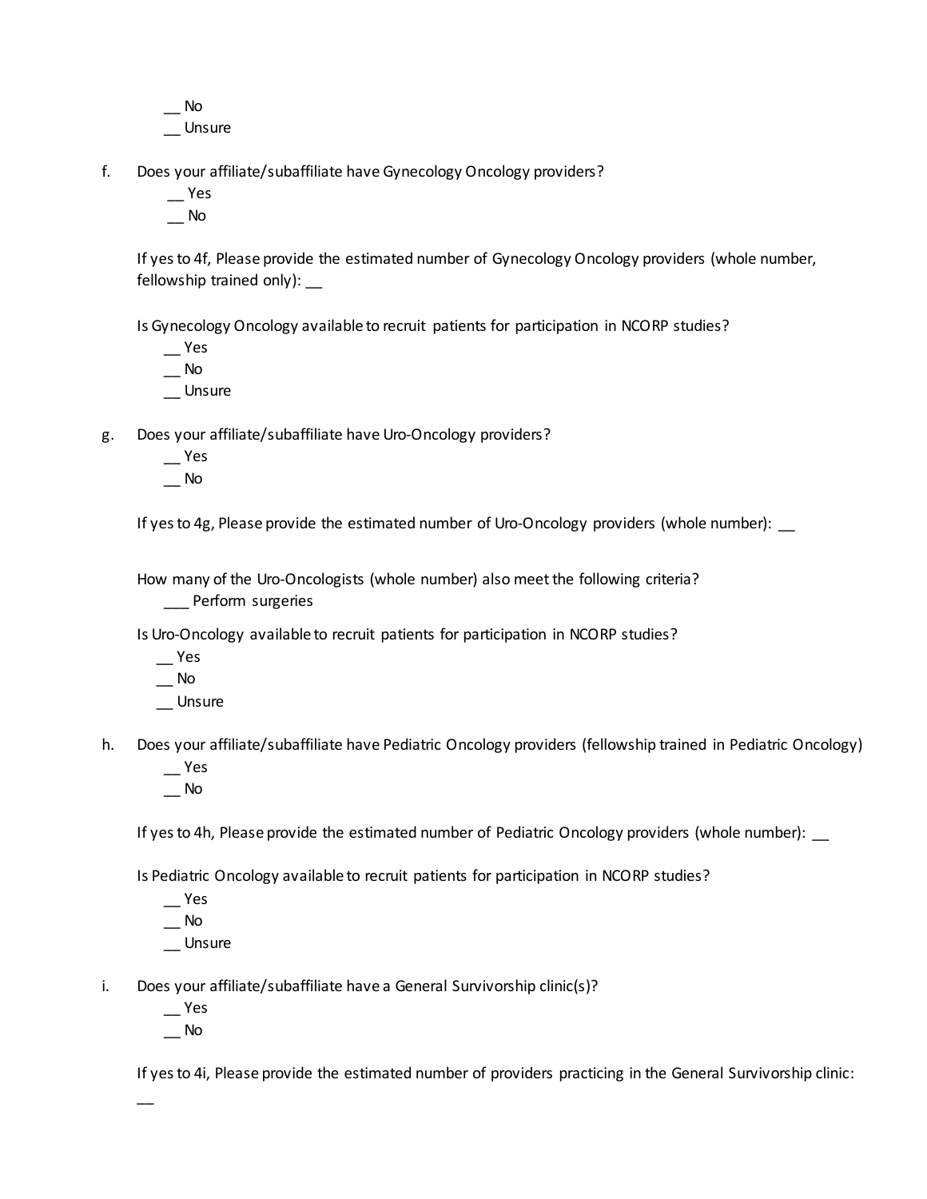__ No
__ Unsure

f. Does your affiliate/subaffiliate have Gynecology Oncology providers?
   __ Yes
   __ No

   If yes to 4f, Please provide the estimated number of Gynecology Oncology providers (whole number, fellowship trained only): __

   Is Gynecology Oncology available to recruit patients for participation in NCORP studies?
   __ Yes
   __ No
   __ Unsure

g. Does your affiliate/subaffiliate have Uro-Oncology providers?
   __ Yes
   __ No

   If yes to 4g, Please provide the estimated number of Uro-Oncology providers (whole number): __

   How many of the Uro-Oncologists (whole number) also meet the following criteria?
   ___ Perform surgeries

   Is Uro-Oncology available to recruit patients for participation in NCORP studies?
   __ Yes
   __ No
   __ Unsure

h. Does your affiliate/subaffiliate have Pediatric Oncology providers (fellowship trained in Pediatric Oncology)
   __ Yes
   __ No

   If yes to 4h, Please provide the estimated number of Pediatric Oncology providers (whole number): __

   Is Pediatric Oncology available to recruit patients for participation in NCORP studies?
   __ Yes
   __ No
   __ Unsure

i. Does your affiliate/subaffiliate have a General Survivorship clinic(s)?
   __ Yes
   __ No

   If yes to 4i, Please provide the estimated number of providers practicing in the General Survivorship clinic: __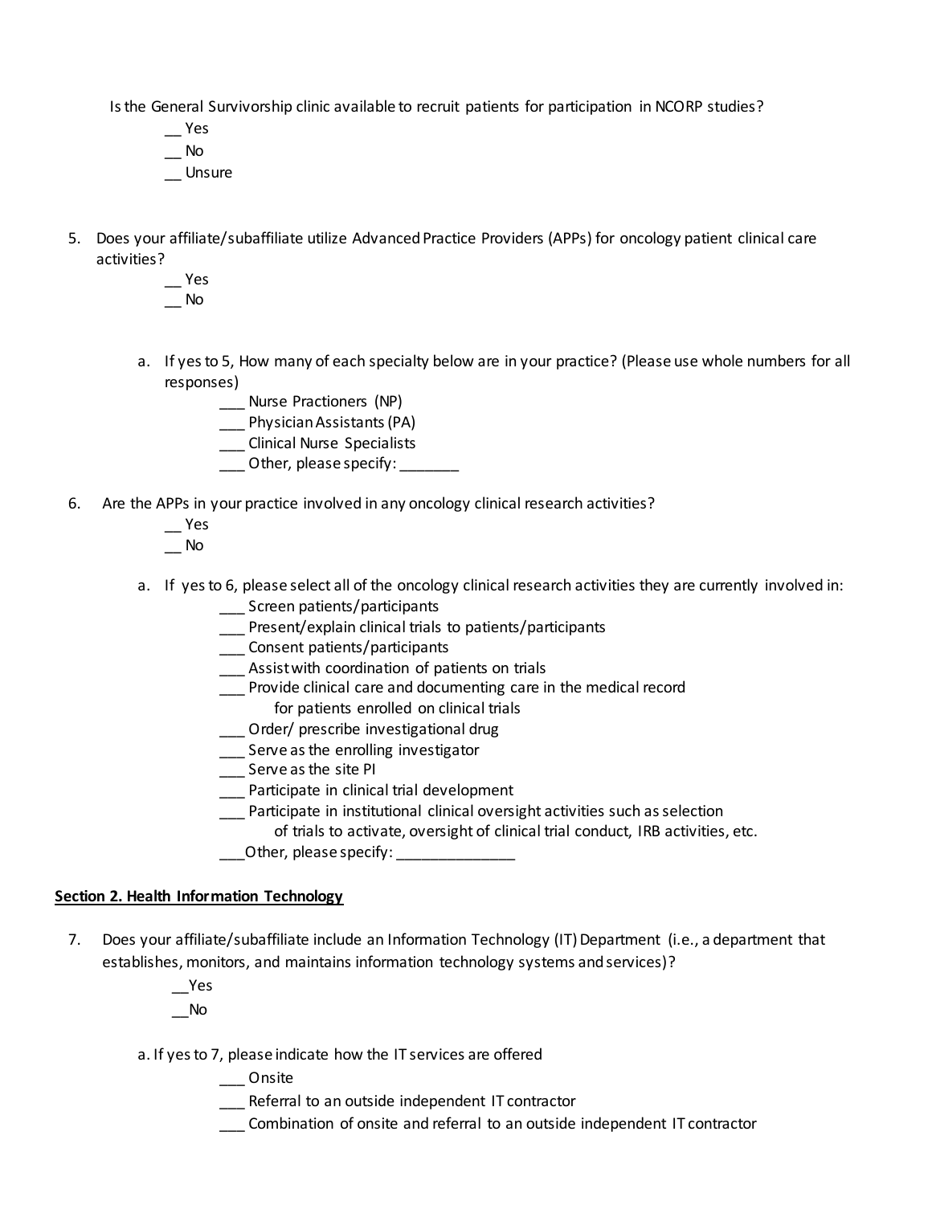Is the General Survivorship clinic available to recruit patients for participation in NCORP studies?

__ Yes
__ No
__ Unsure

5. Does your affiliate/subaffiliate utilize Advanced Practice Providers (APPs) for oncology patient clinical care activities?

 __ Yes
 __ No

 a. If yes to 5, How many of each specialty below are in your practice? (Please use whole numbers for all responses)

 ___ Nurse Practioners (NP)
 ___ Physician Assistants (PA)
 ___ Clinical Nurse Specialists
 ___ Other, please specify: _______

6. Are the APPs in your practice involved in any oncology clinical research activities?

 __ Yes
 __ No

 a. If yes to 6, please select all of the oncology clinical research activities they are currently involved in:

 ___ Screen patients/participants
 ___ Present/explain clinical trials to patients/participants
 ___ Consent patients/participants
 ___ Assist with coordination of patients on trials
 ___ Provide clinical care and documenting care in the medical record for patients enrolled on clinical trials
 ___ Order/ prescribe investigational drug
 ___ Serve as the enrolling investigator
 ___ Serve as the site PI
 ___ Participate in clinical trial development
 ___ Participate in institutional clinical oversight activities such as selection of trials to activate, oversight of clinical trial conduct, IRB activities, etc.
 ___Other, please specify: ______________

## Section 2. Health Information Technology

7. Does your affiliate/subaffiliate include an Information Technology (IT) Department (i.e., a department that establishes, monitors, and maintains information technology systems and services)?

 __Yes
 __No

 a. If yes to 7, please indicate how the IT services are offered

 ___ Onsite
 ___ Referral to an outside independent IT contractor
 ___ Combination of onsite and referral to an outside independent IT contractor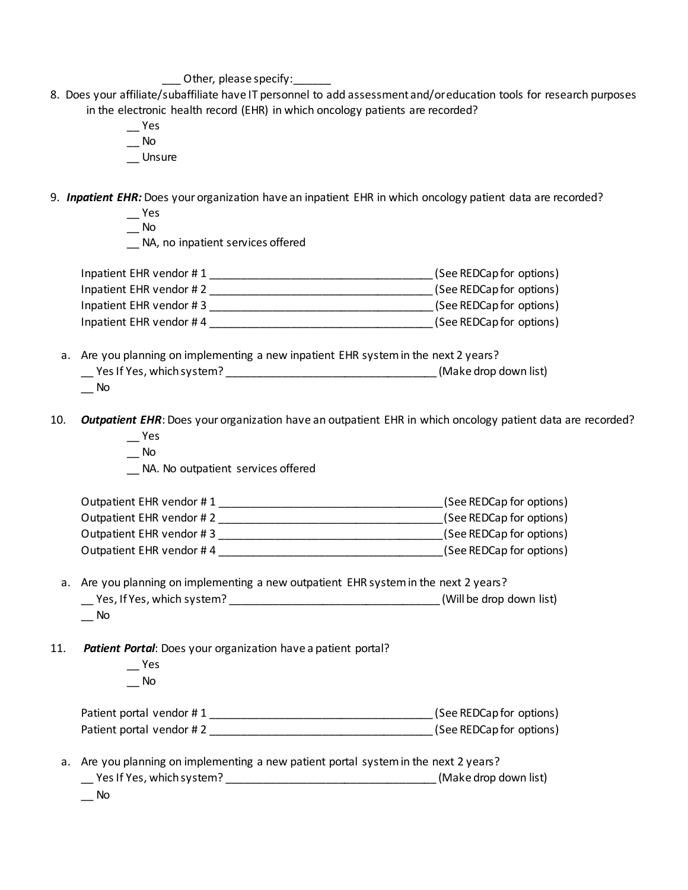___ Other, please specify:______

8. Does your affiliate/subaffiliate have IT personnel to add assessment and/or education tools for research purposes in the electronic health record (EHR) in which oncology patients are recorded?

    __ Yes
    __ No
    __ Unsure

9. ***Inpatient EHR:*** Does your organization have an inpatient EHR in which oncology patient data are recorded?

    __ Yes
    __ No
    __ NA, no inpatient services offered

    Inpatient EHR vendor # 1 ____________________________________ (See REDCap for options)
    Inpatient EHR vendor # 2 ____________________________________ (See REDCap for options)
    Inpatient EHR vendor # 3 ____________________________________ (See REDCap for options)
    Inpatient EHR vendor # 4 ____________________________________ (See REDCap for options)

    a. Are you planning on implementing a new inpatient EHR system in the next 2 years?
    __ Yes If Yes, which system? __________________________________ (Make drop down list)
    __ No

10. ***Outpatient EHR***: Does your organization have an outpatient EHR in which oncology patient data are recorded?

    __ Yes
    __ No
    __ NA. No outpatient services offered

    Outpatient EHR vendor # 1 ____________________________________ (See REDCap for options)
    Outpatient EHR vendor # 2 ____________________________________ (See REDCap for options)
    Outpatient EHR vendor # 3 ____________________________________ (See REDCap for options)
    Outpatient EHR vendor # 4 ____________________________________ (See REDCap for options)

    a. Are you planning on implementing a new outpatient EHR system in the next 2 years?
    __ Yes, If Yes, which system? __________________________________ (Will be drop down list)
    __ No

11. ***Patient Portal***: Does your organization have a patient portal?

    __ Yes
    __ No

    Patient portal vendor # 1 ____________________________________ (See REDCap for options)
    Patient portal vendor # 2 ____________________________________ (See REDCap for options)

    a. Are you planning on implementing a new patient portal system in the next 2 years?
    __ Yes If Yes, which system? __________________________________ (Make drop down list)
    __ No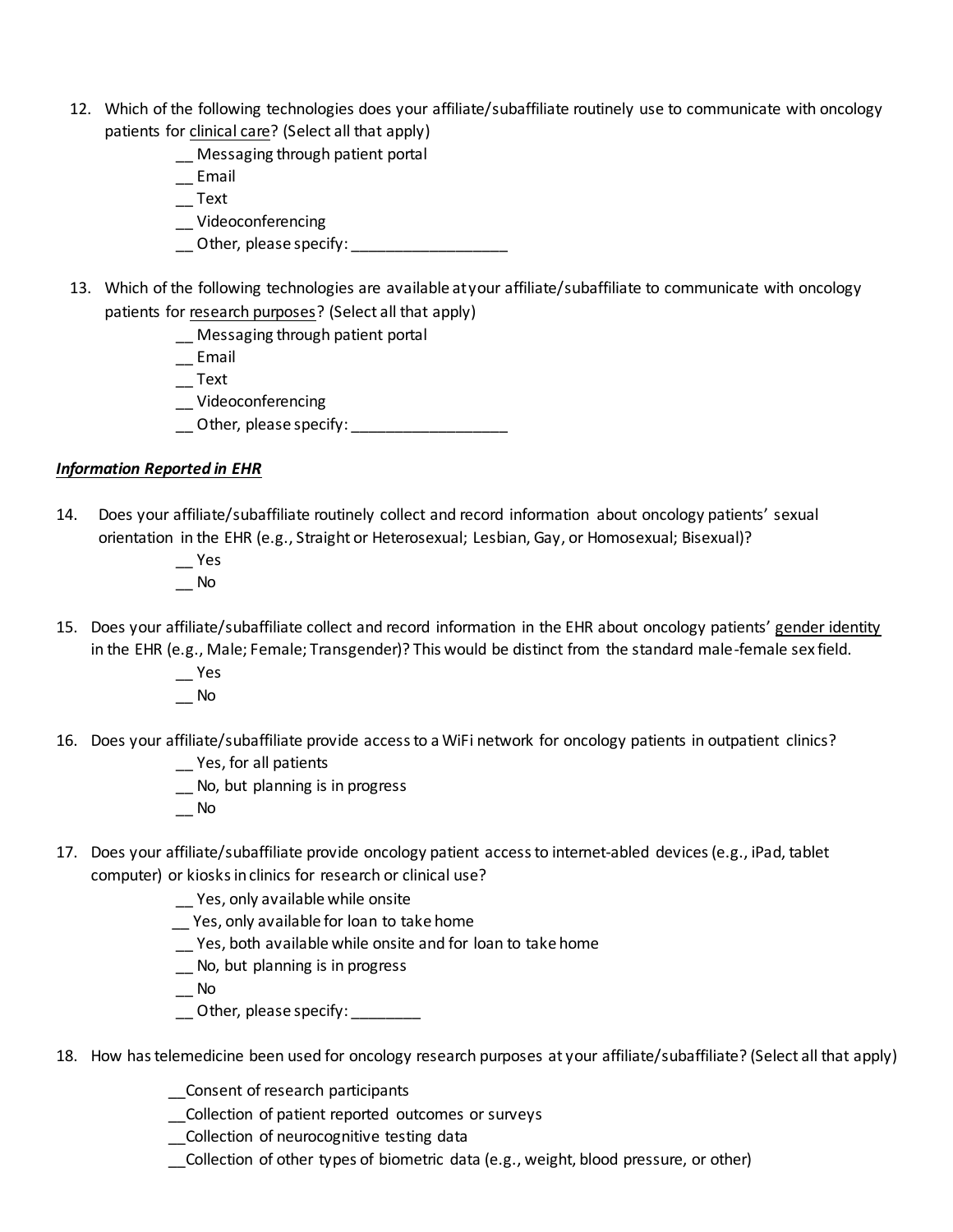12. Which of the following technologies does your affiliate/subaffiliate routinely use to communicate with oncology patients for <u>clinical care</u>? (Select all that apply)

    __ Messaging through patient portal
    __ Email
    __ Text
    __ Videoconferencing
    __ Other, please specify: ___________________

13. Which of the following technologies are available at your affiliate/subaffiliate to communicate with oncology patients for <u>research purposes</u>? (Select all that apply)

    __ Messaging through patient portal
    __ Email
    __ Text
    __ Videoconferencing
    __ Other, please specify: ___________________

***<u>Information Reported in EHR</u>***

14. Does your affiliate/subaffiliate routinely collect and record information about oncology patients' sexual orientation in the EHR (e.g., Straight or Heterosexual; Lesbian, Gay, or Homosexual; Bisexual)?

    __ Yes
    __ No

15. Does your affiliate/subaffiliate collect and record information in the EHR about oncology patients' <u>gender identity</u> in the EHR (e.g., Male; Female; Transgender)? This would be distinct from the standard male-female sex field.

    __ Yes
    __ No

16. Does your affiliate/subaffiliate provide access to a WiFi network for oncology patients in outpatient clinics?

    __ Yes, for all patients
    __ No, but planning is in progress
    __ No

17. Does your affiliate/subaffiliate provide oncology patient access to internet-abled devices (e.g., iPad, tablet computer) or kiosks in clinics for research or clinical use?

    __ Yes, only available while onsite
    __ Yes, only available for loan to take home
    __ Yes, both available while onsite and for loan to take home
    __ No, but planning is in progress
    __ No
    __ Other, please specify: ________

18. How has telemedicine been used for oncology research purposes at your affiliate/subaffiliate? (Select all that apply)

    __Consent of research participants
    __Collection of patient reported outcomes or surveys
    __Collection of neurocognitive testing data
    __Collection of other types of biometric data (e.g., weight, blood pressure, or other)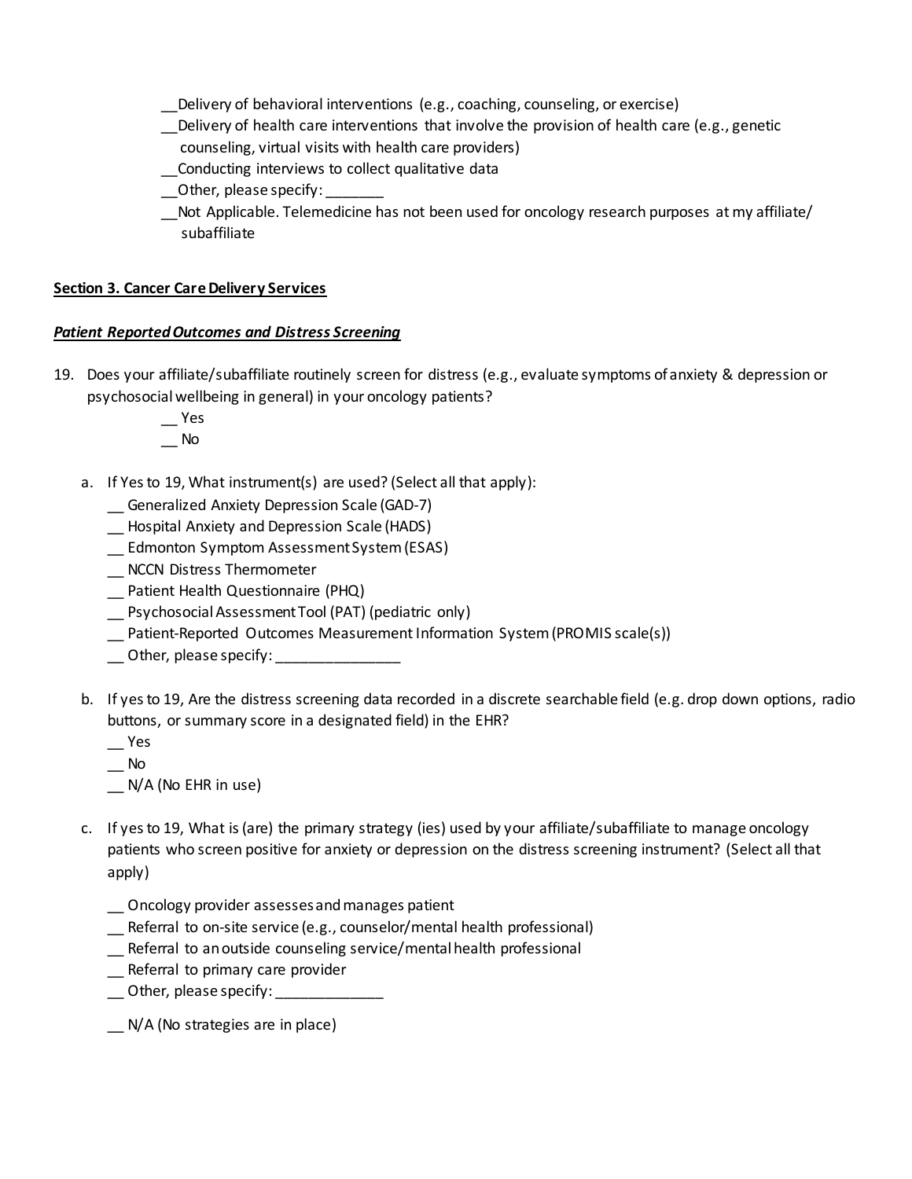__Delivery of behavioral interventions (e.g., coaching, counseling, or exercise)
__Delivery of health care interventions that involve the provision of health care (e.g., genetic counseling, virtual visits with health care providers)
__Conducting interviews to collect qualitative data
__Other, please specify: _______
__Not Applicable. Telemedicine has not been used for oncology research purposes at my affiliate/ subaffiliate

**Section 3. Cancer Care Delivery Services**

***Patient Reported Outcomes and Distress Screening***

19. Does your affiliate/subaffiliate routinely screen for distress (e.g., evaluate symptoms of anxiety & depression or psychosocial wellbeing in general) in your oncology patients?
    __ Yes
    __ No

    a. If Yes to 19, What instrument(s) are used? (Select all that apply):
    __ Generalized Anxiety Depression Scale (GAD-7)
    __ Hospital Anxiety and Depression Scale (HADS)
    __ Edmonton Symptom Assessment System (ESAS)
    __ NCCN Distress Thermometer
    __ Patient Health Questionnaire (PHQ)
    __ Psychosocial Assessment Tool (PAT) (pediatric only)
    __ Patient-Reported Outcomes Measurement Information System (PROMIS scale(s))
    __ Other, please specify: _______________

    b. If yes to 19, Are the distress screening data recorded in a discrete searchable field (e.g. drop down options, radio buttons, or summary score in a designated field) in the EHR?
    __ Yes
    __ No
    __ N/A (No EHR in use)

    c. If yes to 19, What is (are) the primary strategy (ies) used by your affiliate/subaffiliate to manage oncology patients who screen positive for anxiety or depression on the distress screening instrument? (Select all that apply)

    __ Oncology provider assesses and manages patient
    __ Referral to on-site service (e.g., counselor/mental health professional)
    __ Referral to an outside counseling service/mental health professional
    __ Referral to primary care provider
    __ Other, please specify: _____________

    __ N/A (No strategies are in place)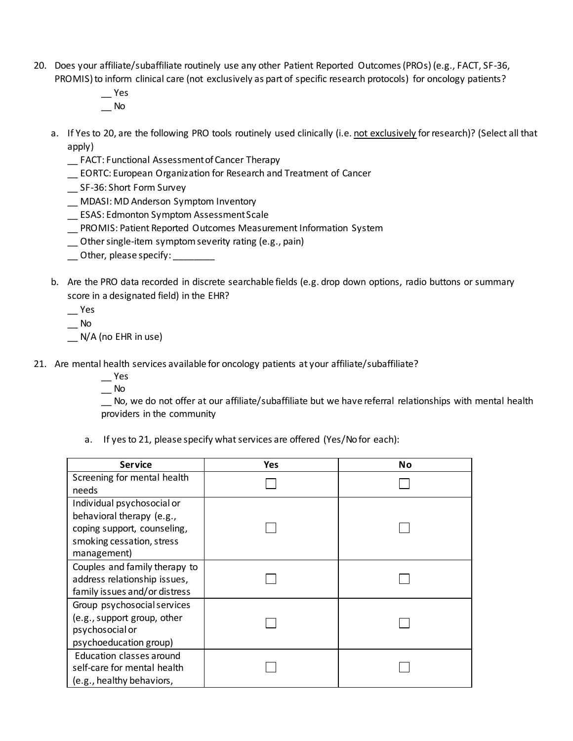20. Does your affiliate/subaffiliate routinely use any other Patient Reported Outcomes (PROs) (e.g., FACT, SF-36, PROMIS) to inform clinical care (not exclusively as part of specific research protocols) for oncology patients?

    __ Yes
    __ No

    a. If Yes to 20, are the following PRO tools routinely used clinically (i.e. <u>not exclusively</u> for research)? (Select all that apply)

       __ FACT: Functional Assessment of Cancer Therapy
       __ EORTC: European Organization for Research and Treatment of Cancer
       __ SF-36: Short Form Survey
       __ MDASI: MD Anderson Symptom Inventory
       __ ESAS: Edmonton Symptom Assessment Scale
       __ PROMIS: Patient Reported Outcomes Measurement Information System
       __ Other single-item symptom severity rating (e.g., pain)
       __ Other, please specify: ________

    b. Are the PRO data recorded in discrete searchable fields (e.g. drop down options, radio buttons or summary score in a designated field) in the EHR?

       __ Yes
       __ No
       __ N/A (no EHR in use)

21. Are mental health services available for oncology patients at your affiliate/subaffiliate?

    __ Yes
    __ No
    __ No, we do not offer at our affiliate/subaffiliate but we have referral relationships with mental health providers in the community

    a. If yes to 21, please specify what services are offered (Yes/No for each):

| Service | Yes | No |
|---|---|---|
| Screening for mental health needs | ☐ | ☐ |
| Individual psychosocial or behavioral therapy (e.g., coping support, counseling, smoking cessation, stress management) | ☐ | ☐ |
| Couples and family therapy to address relationship issues, family issues and/or distress | ☐ | ☐ |
| Group psychosocial services (e.g., support group, other psychosocial or psychoeducation group) | ☐ | ☐ |
| Education classes around self-care for mental health (e.g., healthy behaviors, | ☐ | ☐ |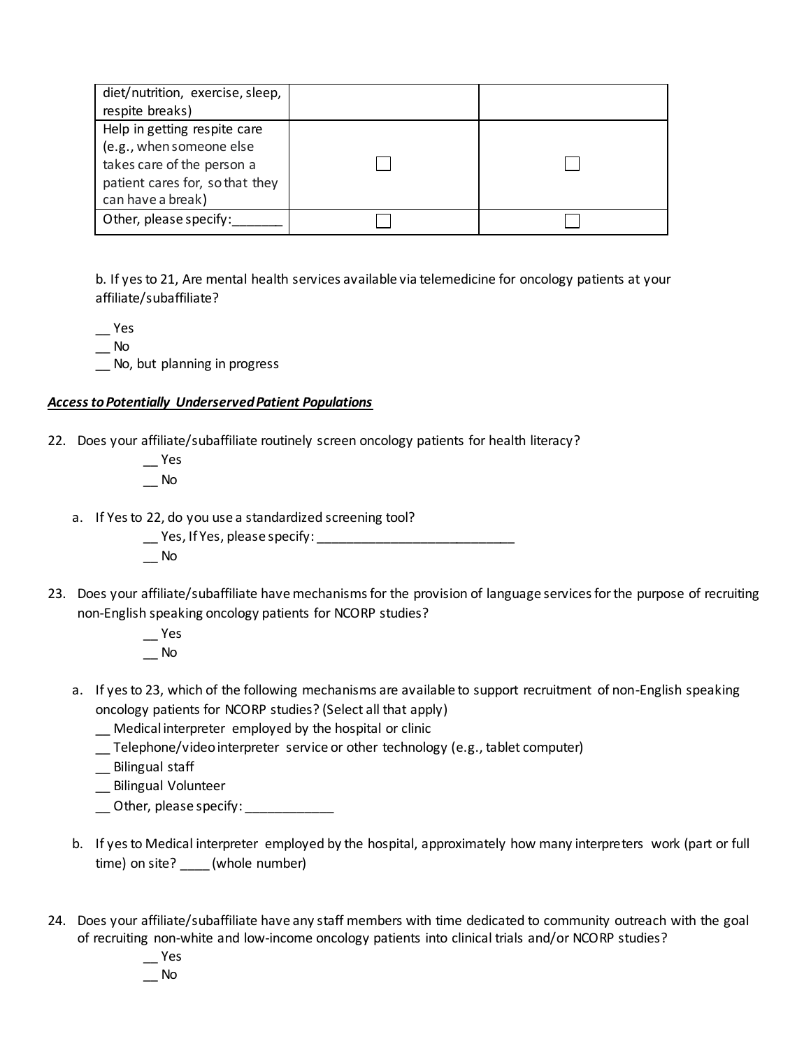| | | |
|---|---|---|
| diet/nutrition, exercise, sleep, respite breaks) | | |
| Help in getting respite care (e.g., when someone else takes care of the person a patient cares for, so that they can have a break) | ☐ | ☐ |
| Other, please specify:_______ | ☐ | ☐ |

b. If yes to 21, Are mental health services available via telemedicine for oncology patients at your affiliate/subaffiliate?

__ Yes
__ No
__ No, but planning in progress

***Access to Potentially Underserved Patient Populations***

22. Does your affiliate/subaffiliate routinely screen oncology patients for health literacy?

    __ Yes
    __ No

    a. If Yes to 22, do you use a standardized screening tool?

       __ Yes, If Yes, please specify: ____________________________
       __ No

23. Does your affiliate/subaffiliate have mechanisms for the provision of language services for the purpose of recruiting non-English speaking oncology patients for NCORP studies?

    __ Yes
    __ No

    a. If yes to 23, which of the following mechanisms are available to support recruitment of non-English speaking oncology patients for NCORP studies? (Select all that apply)

       __ Medical interpreter employed by the hospital or clinic
       __ Telephone/video interpreter service or other technology (e.g., tablet computer)
       __ Bilingual staff
       __ Bilingual Volunteer
       __ Other, please specify: ____________

    b. If yes to Medical interpreter employed by the hospital, approximately how many interpreters work (part or full time) on site? ____ (whole number)

24. Does your affiliate/subaffiliate have any staff members with time dedicated to community outreach with the goal of recruiting non-white and low-income oncology patients into clinical trials and/or NCORP studies?

    __ Yes
    __ No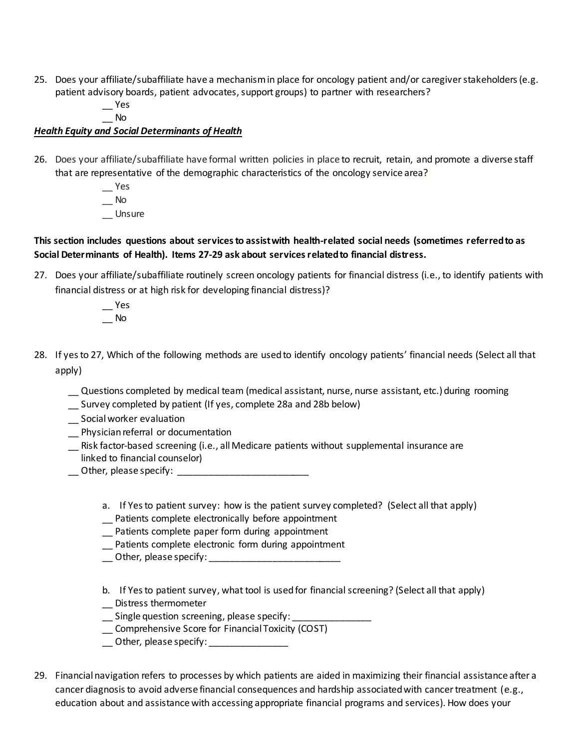25. Does your affiliate/subaffiliate have a mechanism in place for oncology patient and/or caregiver stakeholders (e.g. patient advisory boards, patient advocates, support groups) to partner with researchers?

    __ Yes
    __ No

***Health Equity and Social Determinants of Health***

26. Does your affiliate/subaffiliate have formal written policies in place to recruit, retain, and promote a diverse staff that are representative of the demographic characteristics of the oncology service area?

    __ Yes
    __ No
    __ Unsure

**This section includes questions about services to assist with health-related social needs (sometimes referred to as Social Determinants of Health). Items 27-29 ask about services related to financial distress.**

27. Does your affiliate/subaffiliate routinely screen oncology patients for financial distress (i.e., to identify patients with financial distress or at high risk for developing financial distress)?

    __ Yes
    __ No

28. If yes to 27, Which of the following methods are used to identify oncology patients' financial needs (Select all that apply)

    __ Questions completed by medical team (medical assistant, nurse, nurse assistant, etc.) during rooming
    __ Survey completed by patient (If yes, complete 28a and 28b below)
    __ Social worker evaluation
    __ Physician referral or documentation
    __ Risk factor-based screening (i.e., all Medicare patients without supplemental insurance are linked to financial counselor)
    __ Other, please specify: ___________________________

    a. If Yes to patient survey: how is the patient survey completed? (Select all that apply)

       __ Patients complete electronically before appointment
       __ Patients complete paper form during appointment
       __ Patients complete electronic form during appointment
       __ Other, please specify: ___________________________

    b. If Yes to patient survey, what tool is used for financial screening? (Select all that apply)

       __ Distress thermometer
       __ Single question screening, please specify: ________________
       __ Comprehensive Score for Financial Toxicity (COST)
       __ Other, please specify: ________________

29. Financial navigation refers to processes by which patients are aided in maximizing their financial assistance after a cancer diagnosis to avoid adverse financial consequences and hardship associated with cancer treatment (e.g., education about and assistance with accessing appropriate financial programs and services). How does your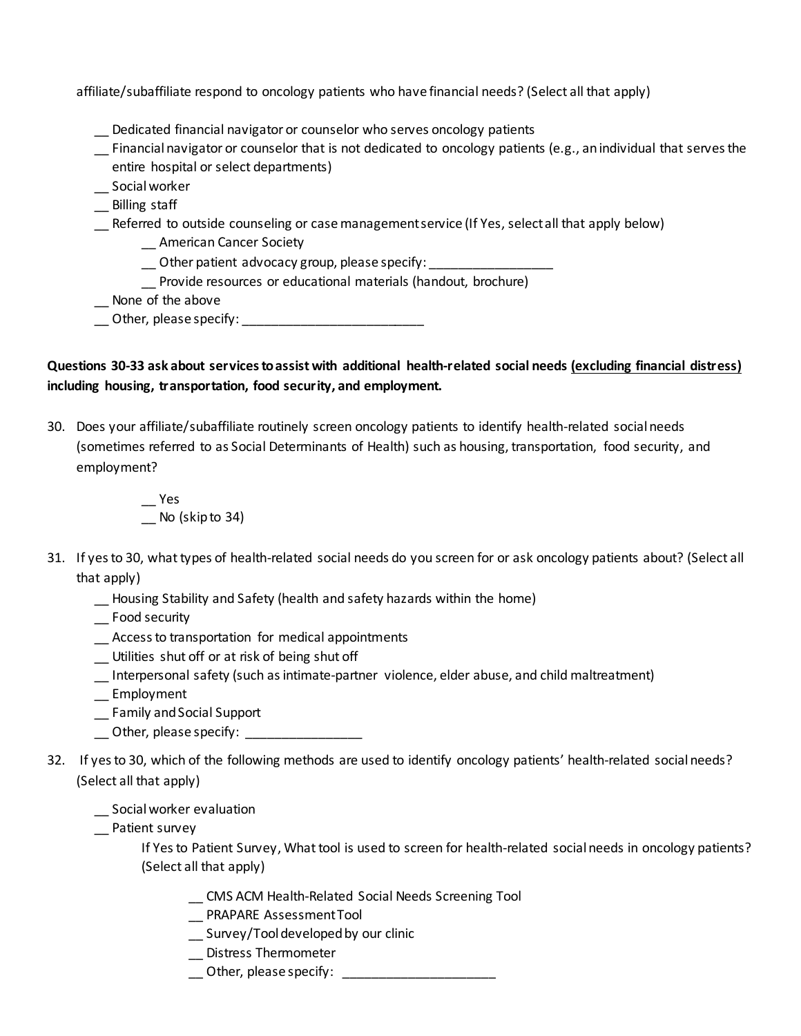affiliate/subaffiliate respond to oncology patients who have financial needs? (Select all that apply)

- __ Dedicated financial navigator or counselor who serves oncology patients
- __ Financial navigator or counselor that is not dedicated to oncology patients (e.g., an individual that serves the entire hospital or select departments)
- __ Social worker
- __ Billing staff
- __ Referred to outside counseling or case management service (If Yes, select all that apply below)
  - __ American Cancer Society
  - __ Other patient advocacy group, please specify: _________________
  - __ Provide resources or educational materials (handout, brochure)
- __ None of the above
- __ Other, please specify: _________________________

**Questions 30-33 ask about services to assist with additional health-related social needs <u>(excluding financial distress)</u> including housing, transportation, food security, and employment.**

30. Does your affiliate/subaffiliate routinely screen oncology patients to identify health-related social needs (sometimes referred to as Social Determinants of Health) such as housing, transportation, food security, and employment?

    - __ Yes
    - __ No (skip to 34)

31. If yes to 30, what types of health-related social needs do you screen for or ask oncology patients about? (Select all that apply)
    - __ Housing Stability and Safety (health and safety hazards within the home)
    - __ Food security
    - __ Access to transportation for medical appointments
    - __ Utilities shut off or at risk of being shut off
    - __ Interpersonal safety (such as intimate-partner violence, elder abuse, and child maltreatment)
    - __ Employment
    - __ Family and Social Support
    - __ Other, please specify: ________________

32. If yes to 30, which of the following methods are used to identify oncology patients' health-related social needs? (Select all that apply)

    - __ Social worker evaluation
    - __ Patient survey

      If Yes to Patient Survey, What tool is used to screen for health-related social needs in oncology patients? (Select all that apply)

      - __ CMS ACM Health-Related Social Needs Screening Tool
      - __ PRAPARE Assessment Tool
      - __ Survey/Tool developed by our clinic
      - __ Distress Thermometer
      - __ Other, please specify: _____________________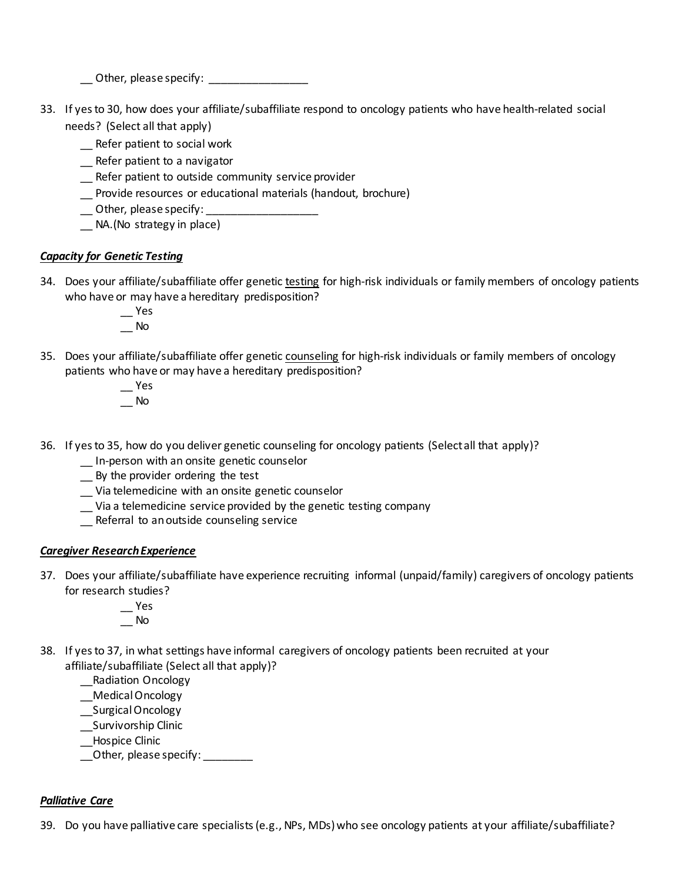__ Other, please specify: ________________

33. If yes to 30, how does your affiliate/subaffiliate respond to oncology patients who have health-related social needs? (Select all that apply)
    - __ Refer patient to social work
    - __ Refer patient to a navigator
    - __ Refer patient to outside community service provider
    - __ Provide resources or educational materials (handout, brochure)
    - __ Other, please specify: __________________
    - __ NA.(No strategy in place)

***Capacity for Genetic Testing***

34. Does your affiliate/subaffiliate offer genetic <u>testing</u> for high-risk individuals or family members of oncology patients who have or may have a hereditary predisposition?
    - __ Yes
    - __ No

35. Does your affiliate/subaffiliate offer genetic <u>counseling</u> for high-risk individuals or family members of oncology patients who have or may have a hereditary predisposition?
    - __ Yes
    - __ No

36. If yes to 35, how do you deliver genetic counseling for oncology patients (Select all that apply)?
    - __ In-person with an onsite genetic counselor
    - __ By the provider ordering the test
    - __ Via telemedicine with an onsite genetic counselor
    - __ Via a telemedicine service provided by the genetic testing company
    - __ Referral to an outside counseling service

***Caregiver Research Experience***

37. Does your affiliate/subaffiliate have experience recruiting informal (unpaid/family) caregivers of oncology patients for research studies?
    - __ Yes
    - __ No

38. If yes to 37, in what settings have informal caregivers of oncology patients been recruited at your affiliate/subaffiliate (Select all that apply)?
    - __Radiation Oncology
    - __Medical Oncology
    - __Surgical Oncology
    - __Survivorship Clinic
    - __Hospice Clinic
    - __Other, please specify: ________

***Palliative Care***

39. Do you have palliative care specialists (e.g., NPs, MDs) who see oncology patients at your affiliate/subaffiliate?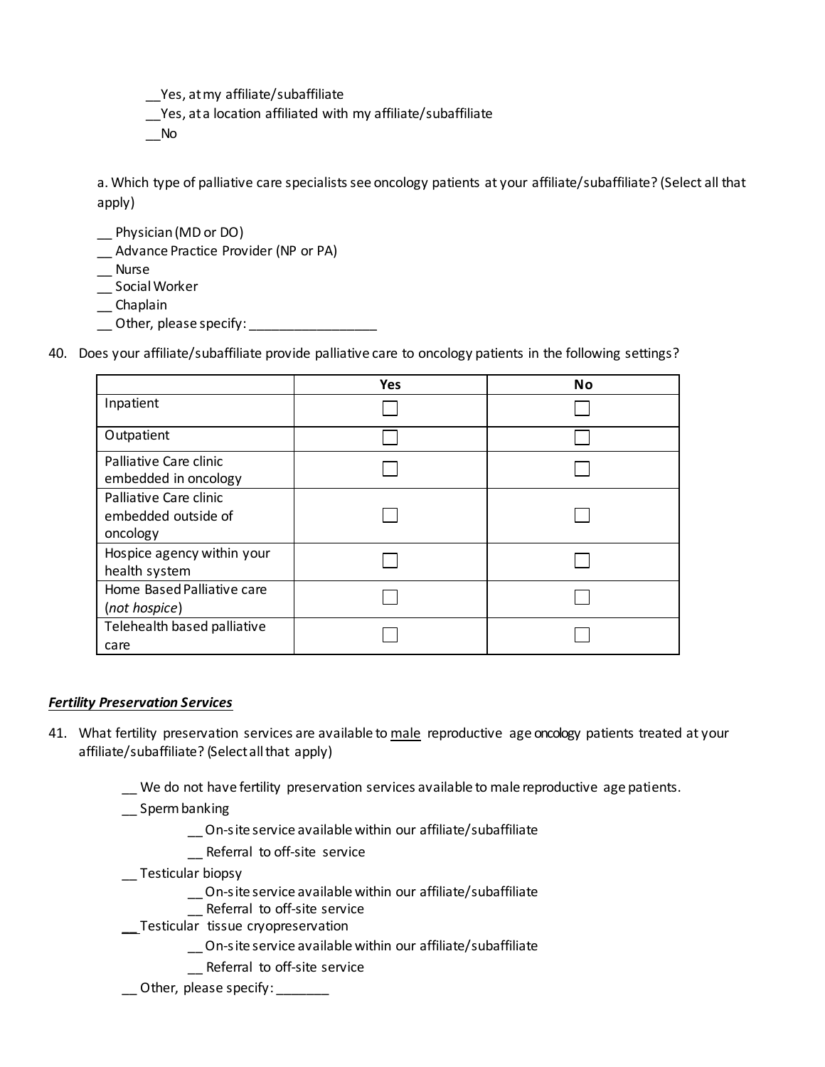__Yes, at my affiliate/subaffiliate
__Yes, at a location affiliated with my affiliate/subaffiliate
__No

a. Which type of palliative care specialists see oncology patients at your affiliate/subaffiliate? (Select all that apply)

__ Physician (MD or DO)
__ Advance Practice Provider (NP or PA)
__ Nurse
__ Social Worker
__ Chaplain
__ Other, please specify: _________________

40. Does your affiliate/subaffiliate provide palliative care to oncology patients in the following settings?

| | Yes | No |
|---|---|---|
| Inpatient | ☐ | ☐ |
| Outpatient | ☐ | ☐ |
| Palliative Care clinic embedded in oncology | ☐ | ☐ |
| Palliative Care clinic embedded outside of oncology | ☐ | ☐ |
| Hospice agency within your health system | ☐ | ☐ |
| Home Based Palliative care (*not hospice*) | ☐ | ☐ |
| Telehealth based palliative care | ☐ | ☐ |

***Fertility Preservation Services***

41. What fertility preservation services are available to male reproductive age oncology patients treated at your affiliate/subaffiliate? (Select all that apply)

__ We do not have fertility preservation services available to male reproductive age patients.
__ Sperm banking
    __ On-site service available within our affiliate/subaffiliate
    __ Referral to off-site service
__ Testicular biopsy
    __ On-site service available within our affiliate/subaffiliate
    __ Referral to off-site service
__ Testicular tissue cryopreservation
    __ On-site service available within our affiliate/subaffiliate
    __ Referral to off-site service
__ Other, please specify: _______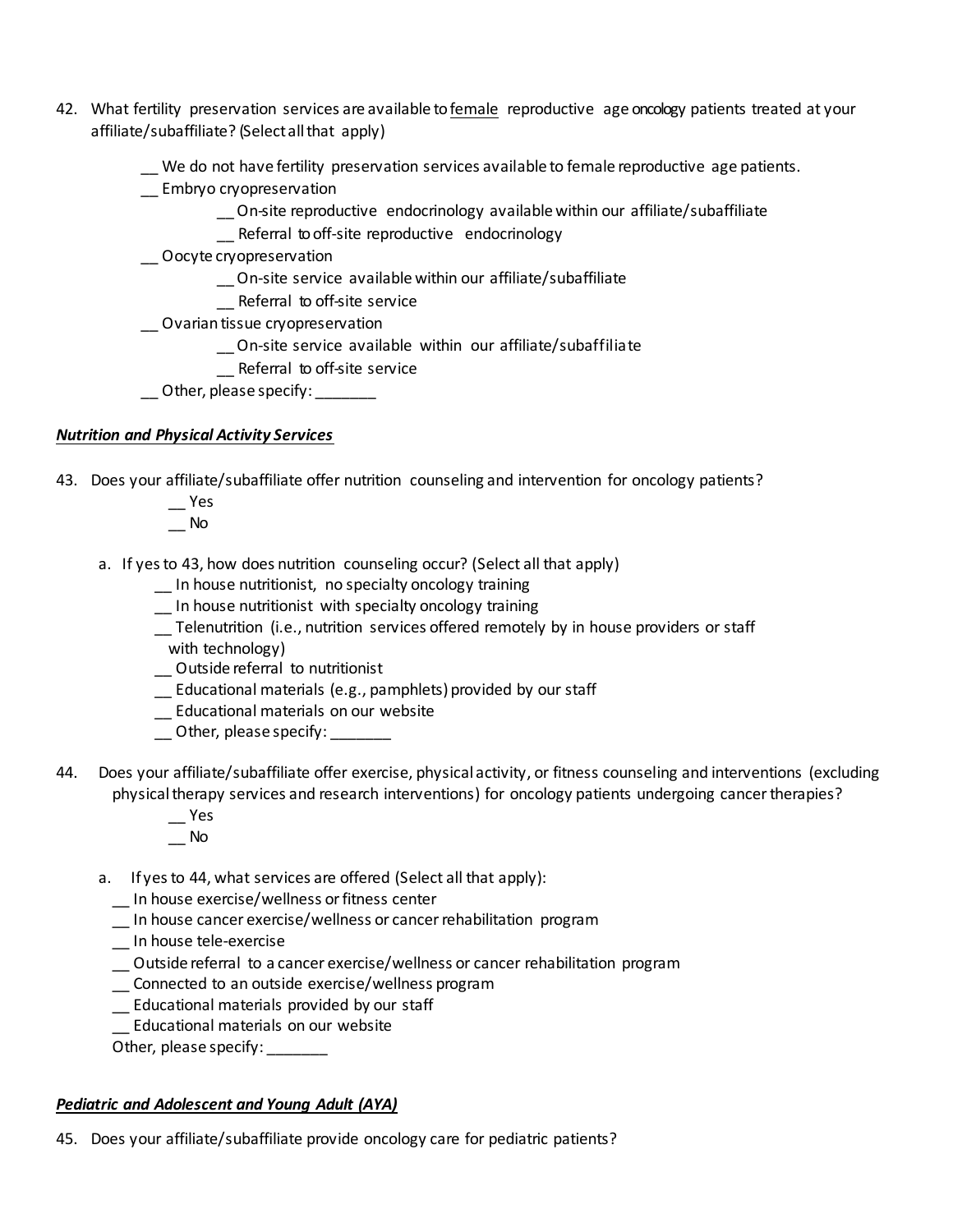42. What fertility preservation services are available to <u>female</u> reproductive age oncology patients treated at your affiliate/subaffiliate? (Select all that apply)

    __ We do not have fertility preservation services available to female reproductive age patients.
    __ Embryo cryopreservation
        __ On-site reproductive endocrinology available within our affiliate/subaffiliate
        __ Referral to off-site reproductive endocrinology
    __ Oocyte cryopreservation
        __ On-site service available within our affiliate/subaffiliate
        __ Referral to off-site service
    __ Ovarian tissue cryopreservation
        __ On-site service available within our affiliate/subaffiliate
        __ Referral to off-site service
    __ Other, please specify: _______

***Nutrition and Physical Activity Services***

43. Does your affiliate/subaffiliate offer nutrition counseling and intervention for oncology patients?
    __ Yes
    __ No

    a. If yes to 43, how does nutrition counseling occur? (Select all that apply)
        __ In house nutritionist, no specialty oncology training
        __ In house nutritionist with specialty oncology training
        __ Telenutrition (i.e., nutrition services offered remotely by in house providers or staff with technology)
        __ Outside referral to nutritionist
        __ Educational materials (e.g., pamphlets) provided by our staff
        __ Educational materials on our website
        __ Other, please specify: _______

44. Does your affiliate/subaffiliate offer exercise, physical activity, or fitness counseling and interventions (excluding physical therapy services and research interventions) for oncology patients undergoing cancer therapies?
    __ Yes
    __ No

    a. If yes to 44, what services are offered (Select all that apply):
        __ In house exercise/wellness or fitness center
        __ In house cancer exercise/wellness or cancer rehabilitation program
        __ In house tele-exercise
        __ Outside referral to a cancer exercise/wellness or cancer rehabilitation program
        __ Connected to an outside exercise/wellness program
        __ Educational materials provided by our staff
        __ Educational materials on our website
        Other, please specify: _______

***Pediatric and Adolescent and Young Adult (AYA)***

45. Does your affiliate/subaffiliate provide oncology care for pediatric patients?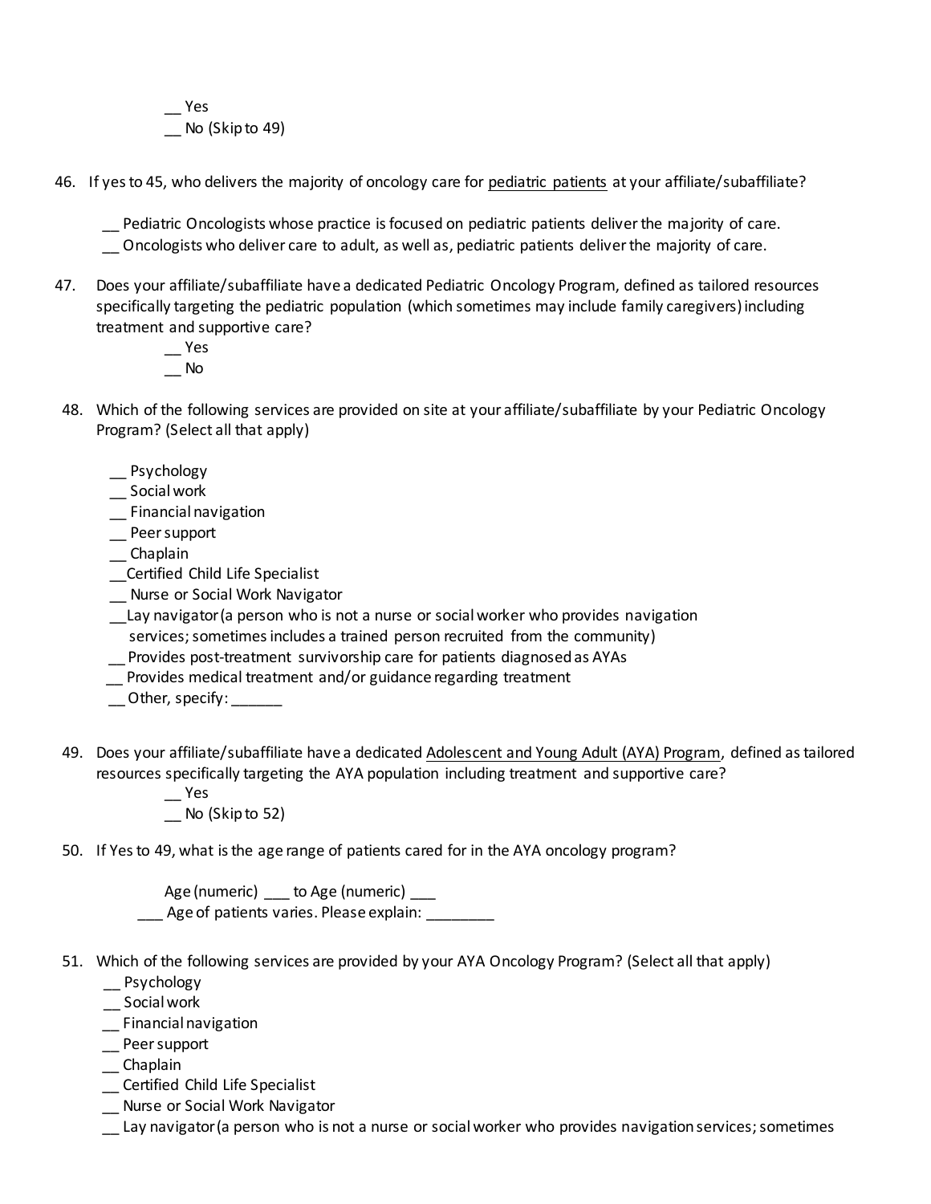__ Yes
__ No (Skip to 49)

46. If yes to 45, who delivers the majority of oncology care for <u>pediatric patients</u> at your affiliate/subaffiliate?

    __ Pediatric Oncologists whose practice is focused on pediatric patients deliver the majority of care.
    __ Oncologists who deliver care to adult, as well as, pediatric patients deliver the majority of care.

47. Does your affiliate/subaffiliate have a dedicated Pediatric Oncology Program, defined as tailored resources specifically targeting the pediatric population (which sometimes may include family caregivers) including treatment and supportive care?

    __ Yes
    __ No

48. Which of the following services are provided on site at your affiliate/subaffiliate by your Pediatric Oncology Program? (Select all that apply)

    __ Psychology
    __ Social work
    __ Financial navigation
    __ Peer support
    __ Chaplain
    __Certified Child Life Specialist
    __ Nurse or Social Work Navigator
    __Lay navigator (a person who is not a nurse or social worker who provides navigation services; sometimes includes a trained person recruited from the community)
    __ Provides post-treatment survivorship care for patients diagnosed as AYAs
    __ Provides medical treatment and/or guidance regarding treatment
    __ Other, specify: ______

49. Does your affiliate/subaffiliate have a dedicated <u>Adolescent and Young Adult (AYA) Program</u>, defined as tailored resources specifically targeting the AYA population including treatment and supportive care?

    __ Yes
    __ No (Skip to 52)

50. If Yes to 49, what is the age range of patients cared for in the AYA oncology program?

    Age (numeric) ___ to Age (numeric) ___
    ___ Age of patients varies. Please explain: ________

51. Which of the following services are provided by your AYA Oncology Program? (Select all that apply)

    __ Psychology
    __ Social work
    __ Financial navigation
    __ Peer support
    __ Chaplain
    __ Certified Child Life Specialist
    __ Nurse or Social Work Navigator
    __ Lay navigator (a person who is not a nurse or social worker who provides navigation services; sometimes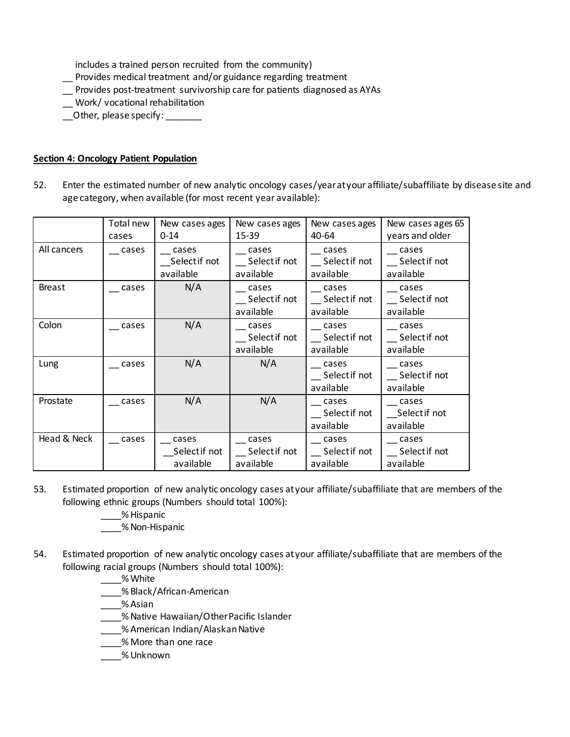includes a trained person recruited from the community)

__ Provides medical treatment and/or guidance regarding treatment

__ Provides post-treatment survivorship care for patients diagnosed as AYAs

__ Work/ vocational rehabilitation

__Other, please specify: _______

**Section 4: Oncology Patient Population**

52. Enter the estimated number of new analytic oncology cases/year at your affiliate/subaffiliate by disease site and age category, when available (for most recent year available):

| | Total new cases | New cases ages 0-14 | New cases ages 15-39 | New cases ages 40-64 | New cases ages 65 years and older |
|---|---|---|---|---|---|
| All cancers | __ cases | __ cases __Select if not available | __ cases __ Select if not available | __ cases __ Select if not available | __ cases __ Select if not available |
| Breast | __ cases | N/A | __ cases __ Select if not available | __ cases __ Select if not available | __ cases __ Select if not available |
| Colon | __ cases | N/A | __ cases __ Select if not available | __ cases __ Select if not available | __ cases __ Select if not available |
| Lung | __ cases | N/A | N/A | __ cases __ Select if not available | __ cases __ Select if not available |
| Prostate | __ cases | N/A | N/A | __ cases __ Select if not available | __ cases __Select if not available |
| Head & Neck | __ cases | __ cases __Select if not available | __ cases __ Select if not available | __ cases __ Select if not available | __ cases __ Select if not available |

53. Estimated proportion of new analytic oncology cases at your affiliate/subaffiliate that are members of the following ethnic groups (Numbers should total 100%):

____% Hispanic

____% Non-Hispanic

54. Estimated proportion of new analytic oncology cases at your affiliate/subaffiliate that are members of the following racial groups (Numbers should total 100%):

____% White

____% Black/African-American

____% Asian

____% Native Hawaiian/Other Pacific Islander

____% American Indian/Alaskan Native

____% More than one race

____% Unknown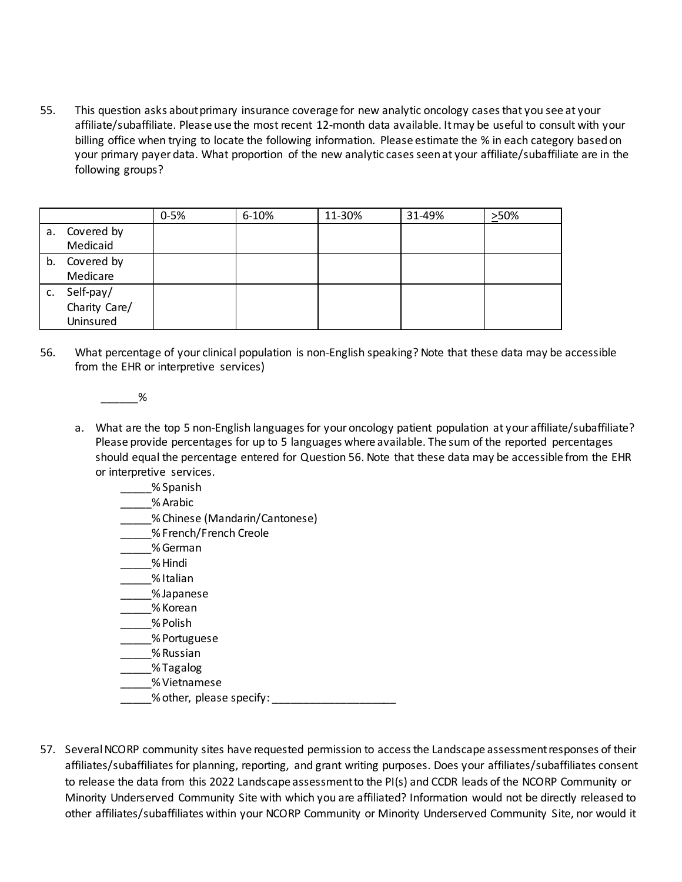55. This question asks about primary insurance coverage for new analytic oncology cases that you see at your affiliate/subaffiliate. Please use the most recent 12-month data available. It may be useful to consult with your billing office when trying to locate the following information. Please estimate the % in each category based on your primary payer data. What proportion of the new analytic cases seen at your affiliate/subaffiliate are in the following groups?

| | 0-5% | 6-10% | 11-30% | 31-49% | ≥50% |
|---|---|---|---|---|---|
| a. Covered by Medicaid | | | | | |
| b. Covered by Medicare | | | | | |
| c. Self-pay/ Charity Care/ Uninsured | | | | | |

56. What percentage of your clinical population is non-English speaking? Note that these data may be accessible from the EHR or interpretive services)

______%

a. What are the top 5 non-English languages for your oncology patient population at your affiliate/subaffiliate? Please provide percentages for up to 5 languages where available. The sum of the reported percentages should equal the percentage entered for Question 56. Note that these data may be accessible from the EHR or interpretive services.

_____% Spanish
_____% Arabic
_____% Chinese (Mandarin/Cantonese)
_____% French/French Creole
_____% German
_____% Hindi
_____% Italian
_____% Japanese
_____% Korean
_____% Polish
_____% Portuguese
_____% Russian
_____% Tagalog
_____% Vietnamese
_____% other, please specify: ____________________

57. Several NCORP community sites have requested permission to access the Landscape assessment responses of their affiliates/subaffiliates for planning, reporting, and grant writing purposes. Does your affiliates/subaffiliates consent to release the data from this 2022 Landscape assessment to the PI(s) and CCDR leads of the NCORP Community or Minority Underserved Community Site with which you are affiliated? Information would not be directly released to other affiliates/subaffiliates within your NCORP Community or Minority Underserved Community Site, nor would it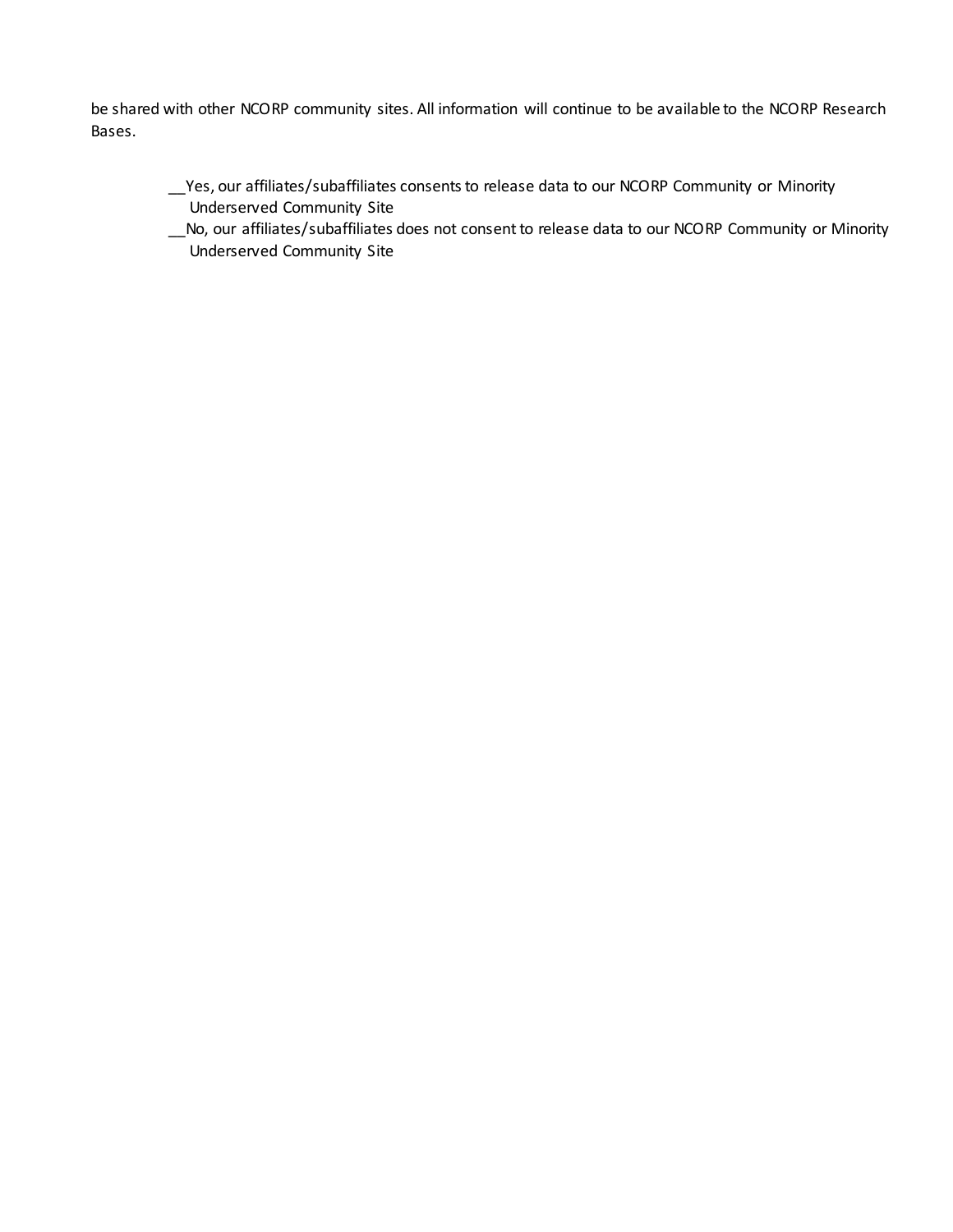be shared with other NCORP community sites. All information will continue to be available to the NCORP Research Bases.

__Yes, our affiliates/subaffiliates consents to release data to our NCORP Community or Minority Underserved Community Site

__No, our affiliates/subaffiliates does not consent to release data to our NCORP Community or Minority Underserved Community Site